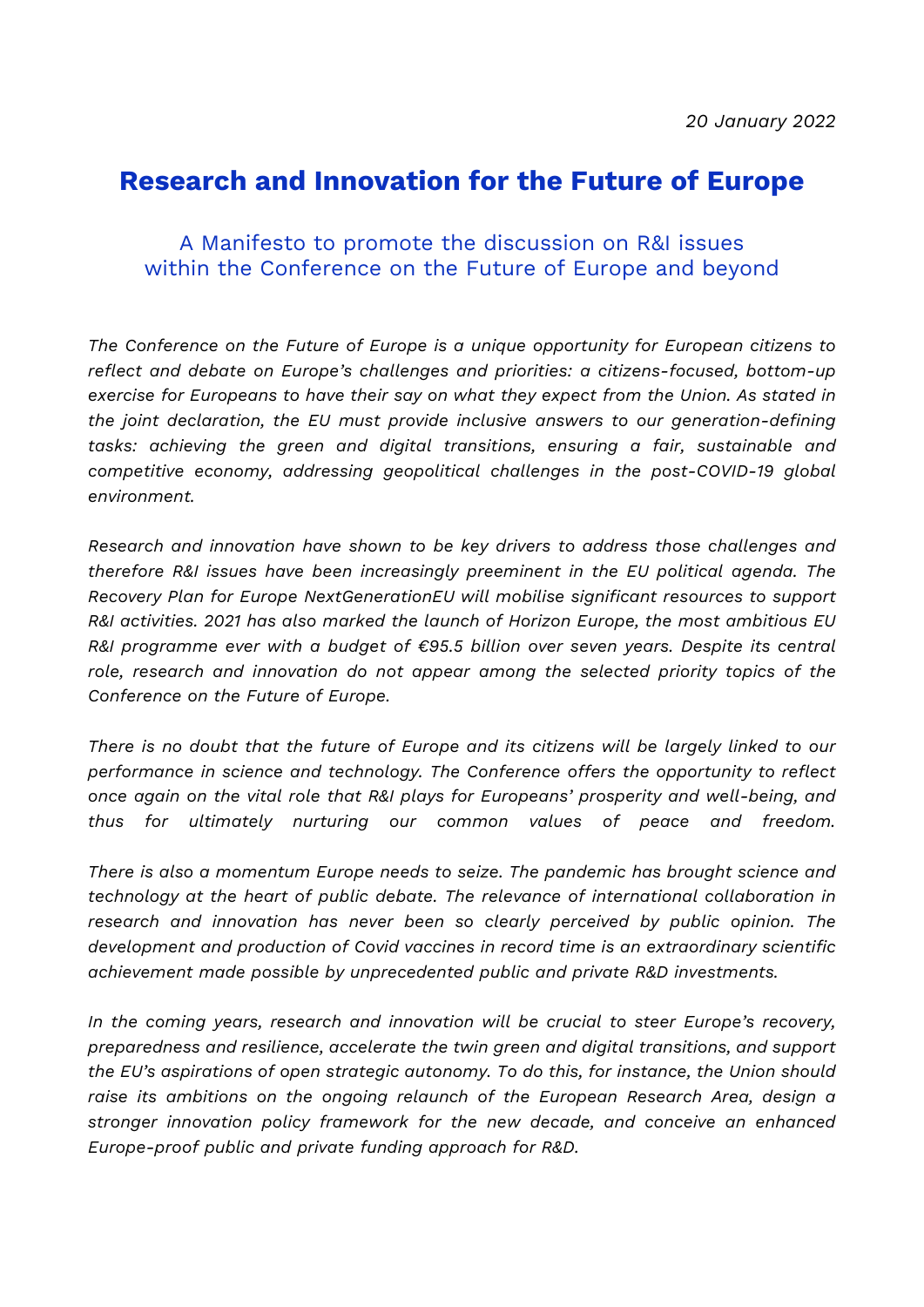*20 January 2022*

# Research and Innovation for the Future of Europe

## A Manifesto to promote the discussion on R&I issues within the Conference on the Future of Europe and beyond

*The Conference on the Future of Europe is a unique opportunity for European citizens to reflect and debate on Europe's challenges and priorities: a citizens-focused, bottom-up exercise for Europeans to have their say on what they expect from the Union. As stated in the joint declaration, the EU must provide inclusive answers to our generation-defining tasks: achieving the green and digital transitions, ensuring a fair, sustainable and competitive economy, addressing geopolitical challenges in the post-COVID-19 global environment.*

*Research and innovation have shown to be key drivers to address those challenges and therefore R&I issues have been increasingly preeminent in the EU political agenda. The Recovery Plan for Europe NextGenerationEU will mobilise significant resources to support R&I activities. 2021 has also marked the launch of Horizon Europe, the most ambitious EU R&I programme ever with a budget of €95.5 billion over seven years. Despite its central role, research and innovation do not appear among the selected priority topics of the Conference on the Future of Europe.*

*There is no doubt that the future of Europe and its citizens will be largely linked to our performance in science and technology. The Conference offers the opportunity to reflect once again on the vital role that R&I plays for Europeans' prosperity and well-being, and thus for ultimately nurturing our common values of peace and freedom.*

*There is also a momentum Europe needs to seize. The pandemic has brought science and technology at the heart of public debate. The relevance of international collaboration in research and innovation has never been so clearly perceived by public opinion. The development and production of Covid vaccines in record time is an extraordinary scientific achievement made possible by unprecedented public and private R&D investments.*

*In the coming years, research and innovation will be crucial to steer Europe's recovery, preparedness and resilience, accelerate the twin green and digital transitions, and support the EU's aspirations of open strategic autonomy. To do this, for instance, the Union should raise its ambitions on the ongoing relaunch of the European Research Area, design a stronger innovation policy framework for the new decade, and conceive an enhanced Europe-proof public and private funding approach for R&D.*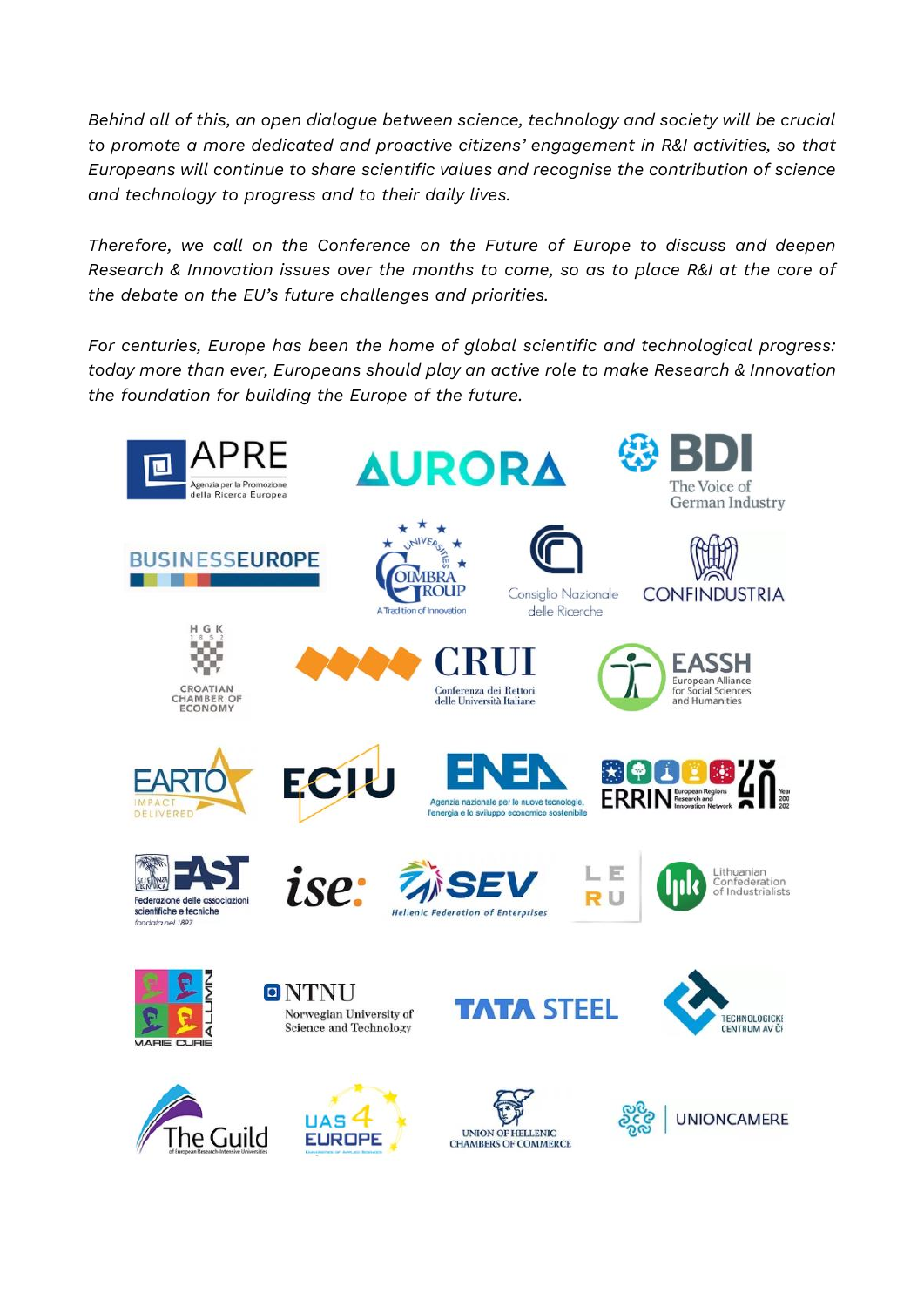*Behind all of this, an open dialogue between science, technology and society will be crucial to promote a more dedicated and proactive citizens' engagement in R&I activities, so that Europeans will continue to share scientific values and recognise the contribution of science and technology to progress and to their daily lives.*

*Therefore, we call on the Conference on the Future of Europe to discuss and deepen Research & Innovation issues over the months to come, so as to place R&I at the core of the debate on the EU's future challenges and priorities.*

*For centuries, Europe has been the home of global scientific and technological progress: today more than ever, Europeans should play an active role to make Research & Innovation the foundation for building the Europe of the future.*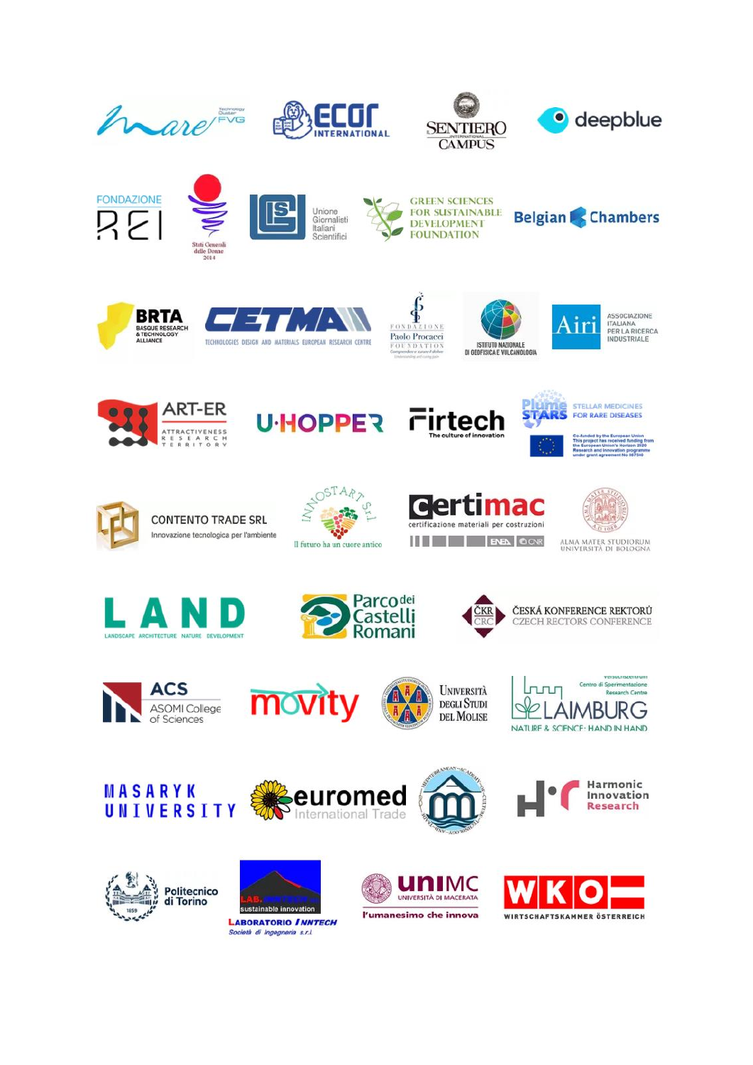mare FVG Technology Cluster

ECOR INTERNATIONAL

SENTIERO INTERNATIONAL CAMPUS

deepblue

FONDAZIONE REI

Stati Generali delle Donne 2014

Unione Giornalisti Italiani Scientifici

GREEN SCIENCES FOR SUSTAINABLE DEVELOPMENT FOUNDATION

Belgian Chambers

BRTA BASQUE RESEARCH & TECHNOLOGY ALLIANCE

CETMA TECHNOLOGIES DESIGN AND MATERIALS EUROPEAN RESEARCH CENTRE

FONDAZIONE Paolo Procacci FOUNDATION

ISTITUTO NAZIONALE DI GEOFISICA E VULCANOLOGIA

Airi ASSOCIAZIONE ITALIANA PER LA RICERCA INDUSTRIALE

ART-ER ATTRACTIVENESS RESEARCH TERRITORY

U-HOPPER

Firtech The culture of innovation

Plume STARS STELLAR MEDICINES FOR RARE DISEASES

Co-funded by the European Union. This project has received funding from the European Union's Horizon 2020 Research and innovation programme under grant agreement No 967540

CONTENTO TRADE SRL Innovazione tecnologica per l'ambiente

INNOSTART Srl Il futuro ha un cuore antico

Certimac certificazione materiali per costruzioni ENEA CNR

ALMA MATER STUDIORUM UNIVERSITÀ DI BOLOGNA

LAND LANDSCAPE ARCHITECTURE NATURE DEVELOPMENT

Parco dei Castelli Romani

ČKR CRC ČESKÁ KONFERENCE REKTORŮ CZECH RECTORS CONFERENCE

ACS ASOMI College of Sciences

movity

Università degli Studi del Molise

Versuchszentrum Laimburg Centro di Sperimentazione Laimburg Research Centre LAIMBURG NATURE & SCIENCE: HAND IN HAND

MASARYK UNIVERSITY

euromed International Trade

MEDITERRANEAN ACADEMY OF CULTURE

Harmonic Innovation Research

Politecnico di Torino

LAB. INNTECH sustainable innovation LABORATORIO INNTECH Società di Ingegneria s.r.l.

unimc UNIVERSITÀ DI MACERATA l'umanesimo che innova

WKO WIRTSCHAFTSKAMMER ÖSTERREICH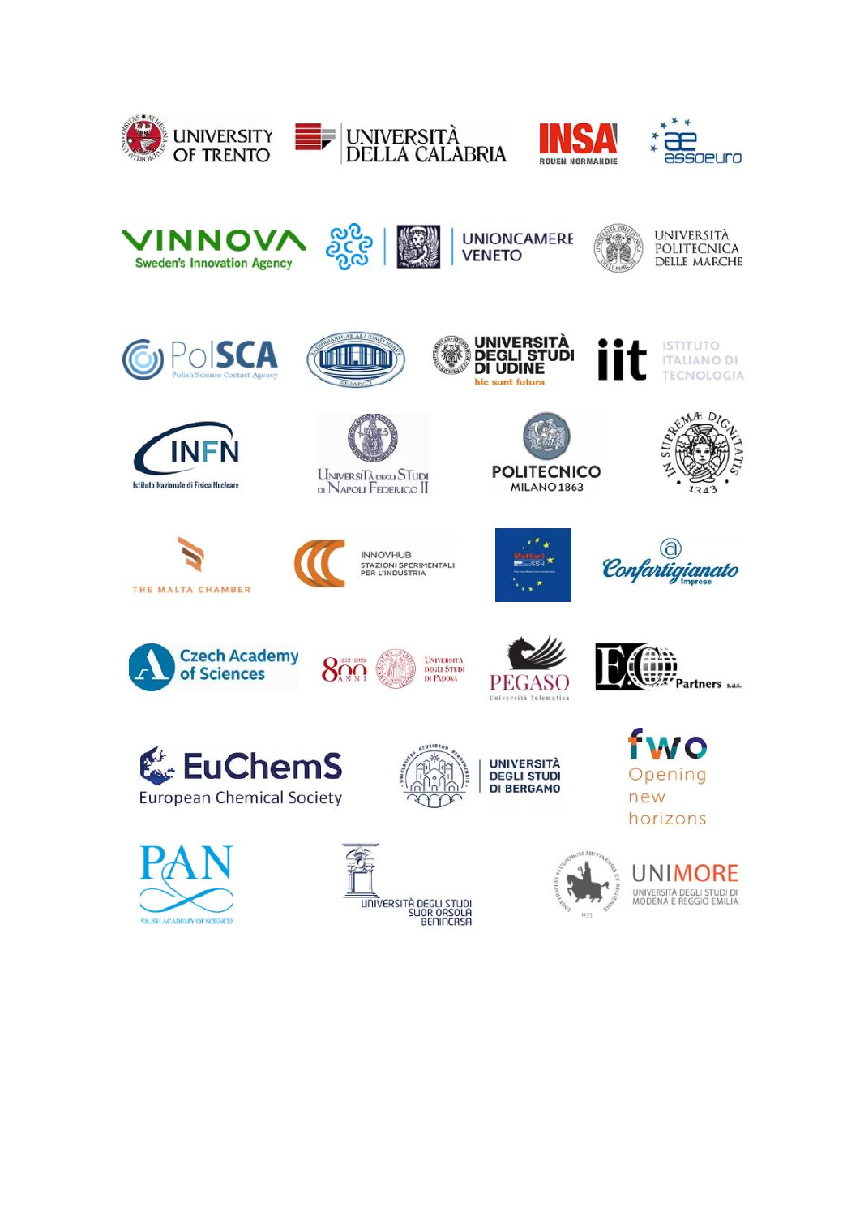UNIVERSITY OF TRENTO

UNIVERSITÀ DELLA CALABRIA

INSA ROUEN NORMANDIE

assoeuro

VINNOVA Sweden's Innovation Agency

UNIONCAMERE VENETO

UNIVERSITÀ POLITECNICA DELLE MARCHE

PolSCA Polish Science Contact Agency

UNIVERSITÀ DEGLI STUDI DI UDINE hic sunt futura

iit ISTITUTO ITALIANO DI TECNOLOGIA

INFN Istituto Nazionale di Fisica Nucleare

Università degli Studi di Napoli Federico II

POLITECNICO MILANO 1863

IN SUPREMAE DIGNITATIS 1343

THE MALTA CHAMBER

INNOVHUB STAZIONI SPERIMENTALI PER L'INDUSTRIA

Confartigianato Imprese

Czech Academy of Sciences

800 ANNI Università degli Studi di Padova

PEGASO Università Telematica

EC Partners s.a.s.

EuChemS European Chemical Society

UNIVERSITÀ DEGLI STUDI DI BERGAMO

fwo Opening new horizons

PAN POLISH ACADEMY OF SCIENCES

UNIVERSITÀ DEGLI STUDI SUOR ORSOLA BENINCASA

UNIMORE UNIVERSITÀ DEGLI STUDI DI MODENA E REGGIO EMILIA